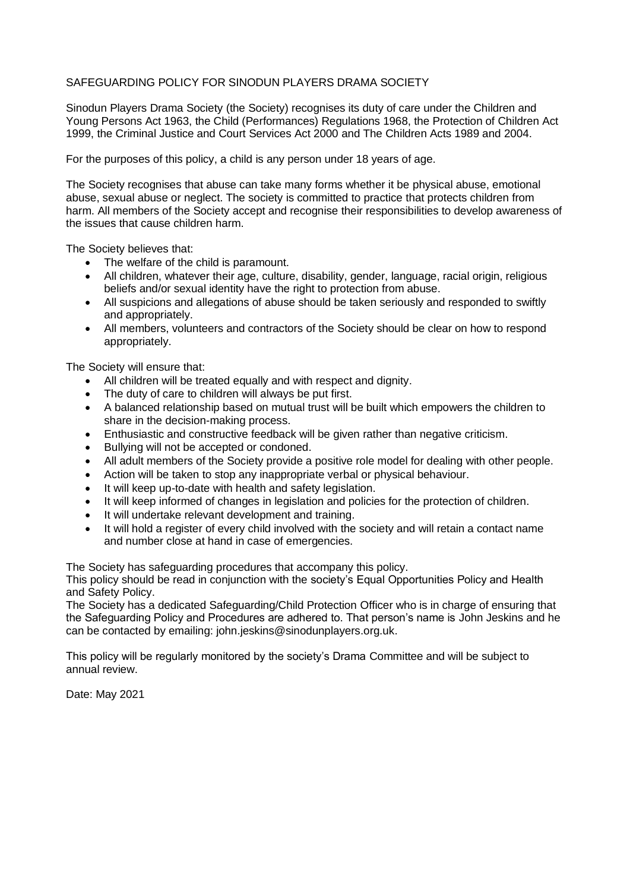# SAFEGUARDING POLICY FOR SINODUN PLAYERS DRAMA SOCIETY

Sinodun Players Drama Society (the Society) recognises its duty of care under the Children and Young Persons Act 1963, the Child (Performances) Regulations 1968, the Protection of Children Act 1999, the Criminal Justice and Court Services Act 2000 and The Children Acts 1989 and 2004.

For the purposes of this policy, a child is any person under 18 years of age.

The Society recognises that abuse can take many forms whether it be physical abuse, emotional abuse, sexual abuse or neglect. The society is committed to practice that protects children from harm. All members of the Society accept and recognise their responsibilities to develop awareness of the issues that cause children harm.

The Society believes that:

- The welfare of the child is paramount.
- All children, whatever their age, culture, disability, gender, language, racial origin, religious beliefs and/or sexual identity have the right to protection from abuse.
- All suspicions and allegations of abuse should be taken seriously and responded to swiftly and appropriately.
- All members, volunteers and contractors of the Society should be clear on how to respond appropriately.

The Society will ensure that:

- All children will be treated equally and with respect and dignity.
- The duty of care to children will always be put first.
- A balanced relationship based on mutual trust will be built which empowers the children to share in the decision-making process.
- Enthusiastic and constructive feedback will be given rather than negative criticism.
- Bullying will not be accepted or condoned.
- All adult members of the Society provide a positive role model for dealing with other people.
- Action will be taken to stop any inappropriate verbal or physical behaviour.
- It will keep up-to-date with health and safety legislation.
- It will keep informed of changes in legislation and policies for the protection of children.
- It will undertake relevant development and training.
- It will hold a register of every child involved with the society and will retain a contact name and number close at hand in case of emergencies.

The Society has safeguarding procedures that accompany this policy.
This policy should be read in conjunction with the society's Equal Opportunities Policy and Health and Safety Policy.
The Society has a dedicated Safeguarding/Child Protection Officer who is in charge of ensuring that the Safeguarding Policy and Procedures are adhered to. That person's name is John Jeskins and he can be contacted by emailing: john.jeskins@sinodunplayers.org.uk.

This policy will be regularly monitored by the society's Drama Committee and will be subject to annual review.

Date: May 2021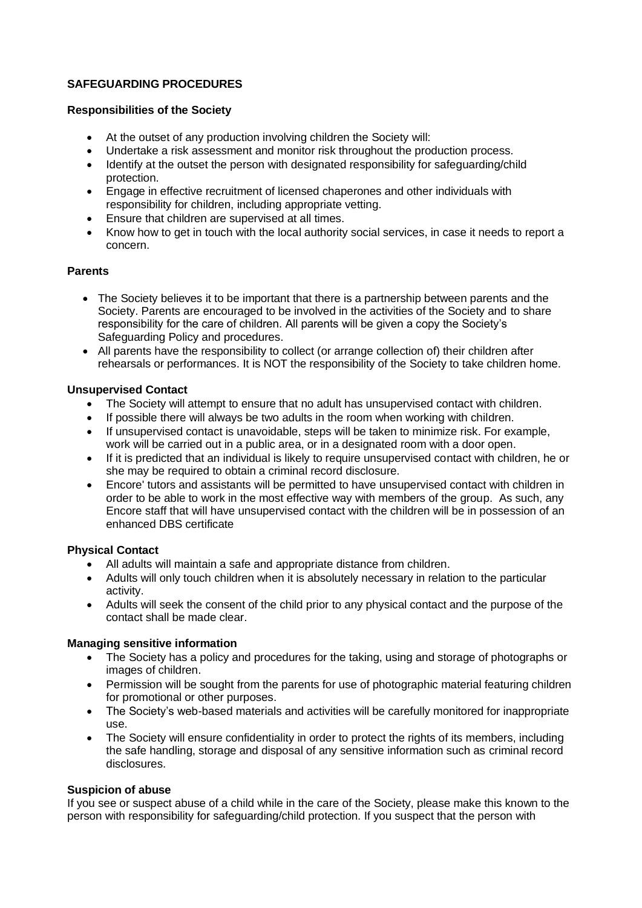## SAFEGUARDING PROCEDURES

### Responsibilities of the Society

- At the outset of any production involving children the Society will:
- Undertake a risk assessment and monitor risk throughout the production process.
- Identify at the outset the person with designated responsibility for safeguarding/child protection.
- Engage in effective recruitment of licensed chaperones and other individuals with responsibility for children, including appropriate vetting.
- Ensure that children are supervised at all times.
- Know how to get in touch with the local authority social services, in case it needs to report a concern.

### Parents

- The Society believes it to be important that there is a partnership between parents and the Society. Parents are encouraged to be involved in the activities of the Society and to share responsibility for the care of children. All parents will be given a copy the Society's Safeguarding Policy and procedures.
- All parents have the responsibility to collect (or arrange collection of) their children after rehearsals or performances. It is NOT the responsibility of the Society to take children home.

### Unsupervised Contact

- The Society will attempt to ensure that no adult has unsupervised contact with children.
- If possible there will always be two adults in the room when working with children.
- If unsupervised contact is unavoidable, steps will be taken to minimize risk. For example, work will be carried out in a public area, or in a designated room with a door open.
- If it is predicted that an individual is likely to require unsupervised contact with children, he or she may be required to obtain a criminal record disclosure.
- Encore' tutors and assistants will be permitted to have unsupervised contact with children in order to be able to work in the most effective way with members of the group. As such, any Encore staff that will have unsupervised contact with the children will be in possession of an enhanced DBS certificate

### Physical Contact

- All adults will maintain a safe and appropriate distance from children.
- Adults will only touch children when it is absolutely necessary in relation to the particular activity.
- Adults will seek the consent of the child prior to any physical contact and the purpose of the contact shall be made clear.

### Managing sensitive information

- The Society has a policy and procedures for the taking, using and storage of photographs or images of children.
- Permission will be sought from the parents for use of photographic material featuring children for promotional or other purposes.
- The Society's web-based materials and activities will be carefully monitored for inappropriate use.
- The Society will ensure confidentiality in order to protect the rights of its members, including the safe handling, storage and disposal of any sensitive information such as criminal record disclosures.

### Suspicion of abuse

If you see or suspect abuse of a child while in the care of the Society, please make this known to the person with responsibility for safeguarding/child protection. If you suspect that the person with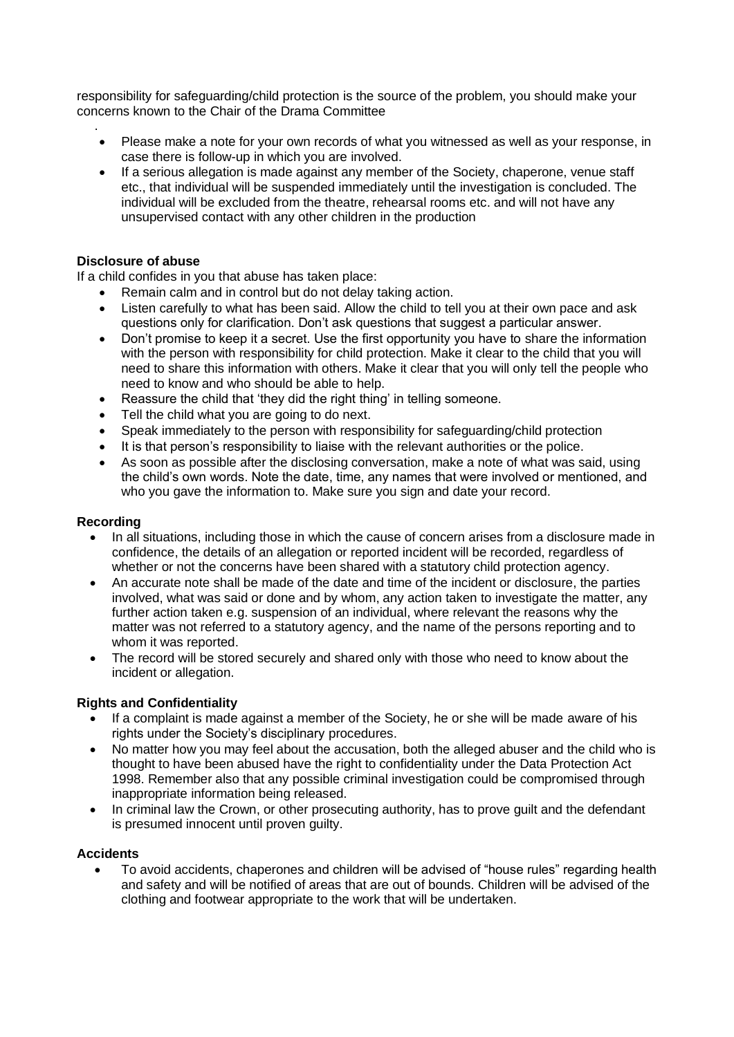responsibility for safeguarding/child protection is the source of the problem, you should make your concerns known to the Chair of the Drama Committee

- Please make a note for your own records of what you witnessed as well as your response, in case there is follow-up in which you are involved.
- If a serious allegation is made against any member of the Society, chaperone, venue staff etc., that individual will be suspended immediately until the investigation is concluded. The individual will be excluded from the theatre, rehearsal rooms etc. and will not have any unsupervised contact with any other children in the production

**Disclosure of abuse**

If a child confides in you that abuse has taken place:

- Remain calm and in control but do not delay taking action.
- Listen carefully to what has been said. Allow the child to tell you at their own pace and ask questions only for clarification. Don't ask questions that suggest a particular answer.
- Don't promise to keep it a secret. Use the first opportunity you have to share the information with the person with responsibility for child protection. Make it clear to the child that you will need to share this information with others. Make it clear that you will only tell the people who need to know and who should be able to help.
- Reassure the child that 'they did the right thing' in telling someone.
- Tell the child what you are going to do next.
- Speak immediately to the person with responsibility for safeguarding/child protection
- It is that person's responsibility to liaise with the relevant authorities or the police.
- As soon as possible after the disclosing conversation, make a note of what was said, using the child's own words. Note the date, time, any names that were involved or mentioned, and who you gave the information to. Make sure you sign and date your record.

**Recording**

- In all situations, including those in which the cause of concern arises from a disclosure made in confidence, the details of an allegation or reported incident will be recorded, regardless of whether or not the concerns have been shared with a statutory child protection agency.
- An accurate note shall be made of the date and time of the incident or disclosure, the parties involved, what was said or done and by whom, any action taken to investigate the matter, any further action taken e.g. suspension of an individual, where relevant the reasons why the matter was not referred to a statutory agency, and the name of the persons reporting and to whom it was reported.
- The record will be stored securely and shared only with those who need to know about the incident or allegation.

**Rights and Confidentiality**

- If a complaint is made against a member of the Society, he or she will be made aware of his rights under the Society's disciplinary procedures.
- No matter how you may feel about the accusation, both the alleged abuser and the child who is thought to have been abused have the right to confidentiality under the Data Protection Act 1998. Remember also that any possible criminal investigation could be compromised through inappropriate information being released.
- In criminal law the Crown, or other prosecuting authority, has to prove guilt and the defendant is presumed innocent until proven guilty.

**Accidents**

- To avoid accidents, chaperones and children will be advised of "house rules" regarding health and safety and will be notified of areas that are out of bounds. Children will be advised of the clothing and footwear appropriate to the work that will be undertaken.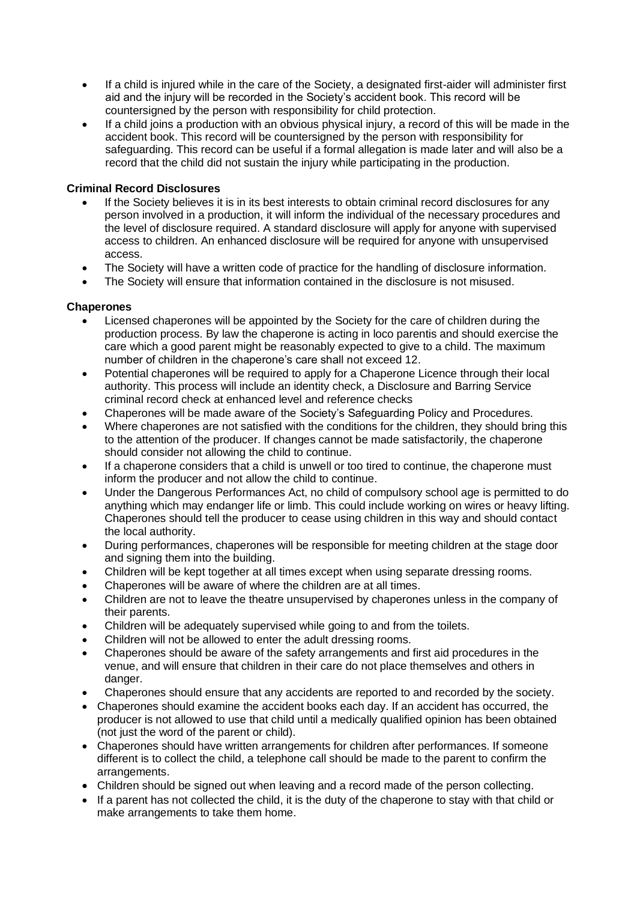- If a child is injured while in the care of the Society, a designated first-aider will administer first aid and the injury will be recorded in the Society's accident book. This record will be countersigned by the person with responsibility for child protection.
- If a child joins a production with an obvious physical injury, a record of this will be made in the accident book. This record will be countersigned by the person with responsibility for safeguarding. This record can be useful if a formal allegation is made later and will also be a record that the child did not sustain the injury while participating in the production.

**Criminal Record Disclosures**

- If the Society believes it is in its best interests to obtain criminal record disclosures for any person involved in a production, it will inform the individual of the necessary procedures and the level of disclosure required. A standard disclosure will apply for anyone with supervised access to children. An enhanced disclosure will be required for anyone with unsupervised access.
- The Society will have a written code of practice for the handling of disclosure information.
- The Society will ensure that information contained in the disclosure is not misused.

**Chaperones**

- Licensed chaperones will be appointed by the Society for the care of children during the production process. By law the chaperone is acting in loco parentis and should exercise the care which a good parent might be reasonably expected to give to a child. The maximum number of children in the chaperone's care shall not exceed 12.
- Potential chaperones will be required to apply for a Chaperone Licence through their local authority. This process will include an identity check, a Disclosure and Barring Service criminal record check at enhanced level and reference checks
- Chaperones will be made aware of the Society's Safeguarding Policy and Procedures.
- Where chaperones are not satisfied with the conditions for the children, they should bring this to the attention of the producer. If changes cannot be made satisfactorily, the chaperone should consider not allowing the child to continue.
- If a chaperone considers that a child is unwell or too tired to continue, the chaperone must inform the producer and not allow the child to continue.
- Under the Dangerous Performances Act, no child of compulsory school age is permitted to do anything which may endanger life or limb. This could include working on wires or heavy lifting. Chaperones should tell the producer to cease using children in this way and should contact the local authority.
- During performances, chaperones will be responsible for meeting children at the stage door and signing them into the building.
- Children will be kept together at all times except when using separate dressing rooms.
- Chaperones will be aware of where the children are at all times.
- Children are not to leave the theatre unsupervised by chaperones unless in the company of their parents.
- Children will be adequately supervised while going to and from the toilets.
- Children will not be allowed to enter the adult dressing rooms.
- Chaperones should be aware of the safety arrangements and first aid procedures in the venue, and will ensure that children in their care do not place themselves and others in danger.
- Chaperones should ensure that any accidents are reported to and recorded by the society.
- Chaperones should examine the accident books each day. If an accident has occurred, the producer is not allowed to use that child until a medically qualified opinion has been obtained (not just the word of the parent or child).
- Chaperones should have written arrangements for children after performances. If someone different is to collect the child, a telephone call should be made to the parent to confirm the arrangements.
- Children should be signed out when leaving and a record made of the person collecting.
- If a parent has not collected the child, it is the duty of the chaperone to stay with that child or make arrangements to take them home.